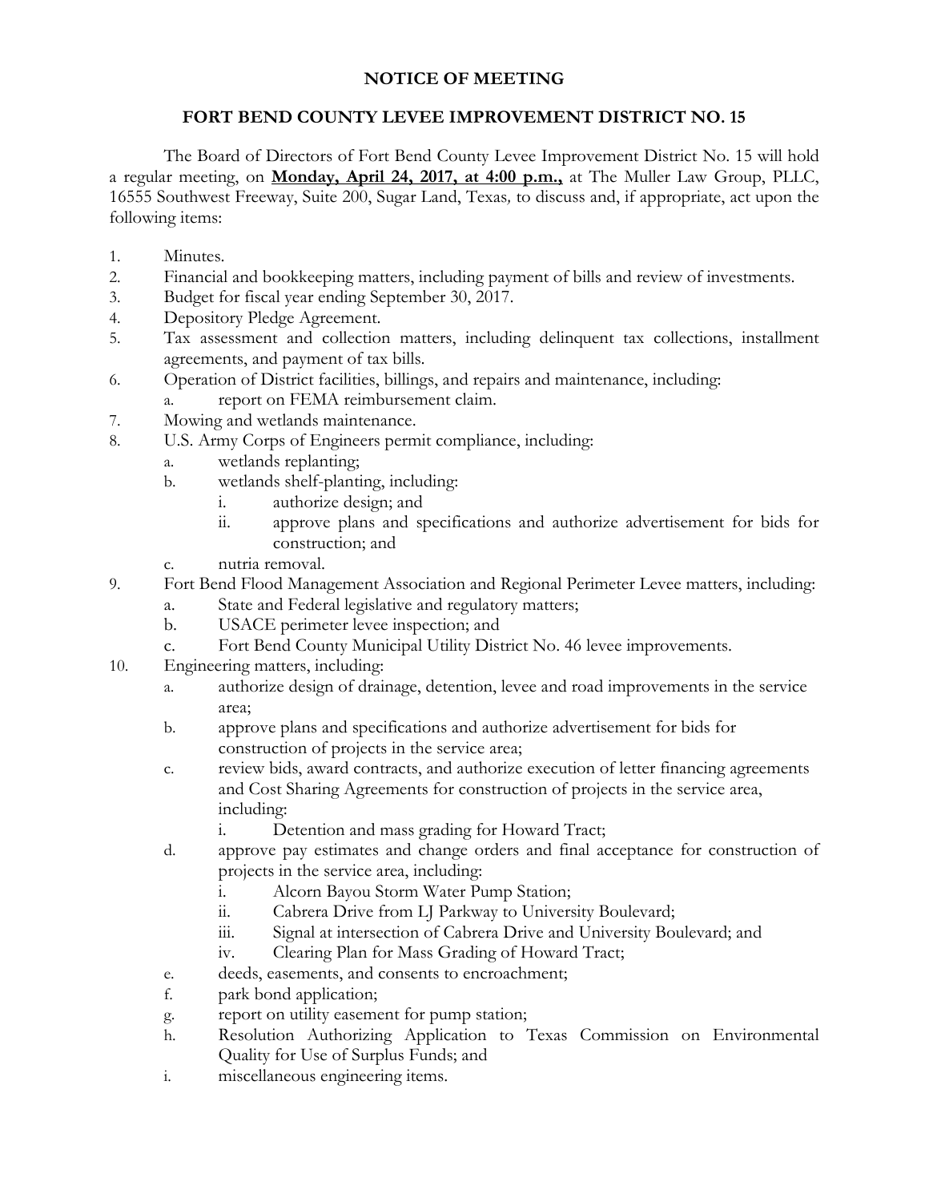# NOTICE OF MEETING

## FORT BEND COUNTY LEVEE IMPROVEMENT DISTRICT NO. 15

The Board of Directors of Fort Bend County Levee Improvement District No. 15 will hold a regular meeting, on **Monday, April 24, 2017, at 4:00 p.m.,** at The Muller Law Group, PLLC, 16555 Southwest Freeway, Suite 200, Sugar Land, Texas*,* to discuss and, if appropriate, act upon the following items:

1. Minutes.
2. Financial and bookkeeping matters, including payment of bills and review of investments.
3. Budget for fiscal year ending September 30, 2017.
4. Depository Pledge Agreement.
5. Tax assessment and collection matters, including delinquent tax collections, installment agreements, and payment of tax bills.
6. Operation of District facilities, billings, and repairs and maintenance, including:
   a. report on FEMA reimbursement claim.
7. Mowing and wetlands maintenance.
8. U.S. Army Corps of Engineers permit compliance, including:
   a. wetlands replanting;
   b. wetlands shelf-planting, including:
      i. authorize design; and
      ii. approve plans and specifications and authorize advertisement for bids for construction; and
   c. nutria removal.
9. Fort Bend Flood Management Association and Regional Perimeter Levee matters, including:
   a. State and Federal legislative and regulatory matters;
   b. USACE perimeter levee inspection; and
   c. Fort Bend County Municipal Utility District No. 46 levee improvements.
10. Engineering matters, including:
    a. authorize design of drainage, detention, levee and road improvements in the service area;
    b. approve plans and specifications and authorize advertisement for bids for construction of projects in the service area;
    c. review bids, award contracts, and authorize execution of letter financing agreements and Cost Sharing Agreements for construction of projects in the service area, including:
       i. Detention and mass grading for Howard Tract;
    d. approve pay estimates and change orders and final acceptance for construction of projects in the service area, including:
       i. Alcorn Bayou Storm Water Pump Station;
       ii. Cabrera Drive from LJ Parkway to University Boulevard;
       iii. Signal at intersection of Cabrera Drive and University Boulevard; and
       iv. Clearing Plan for Mass Grading of Howard Tract;
    e. deeds, easements, and consents to encroachment;
    f. park bond application;
    g. report on utility easement for pump station;
    h. Resolution Authorizing Application to Texas Commission on Environmental Quality for Use of Surplus Funds; and
    i. miscellaneous engineering items.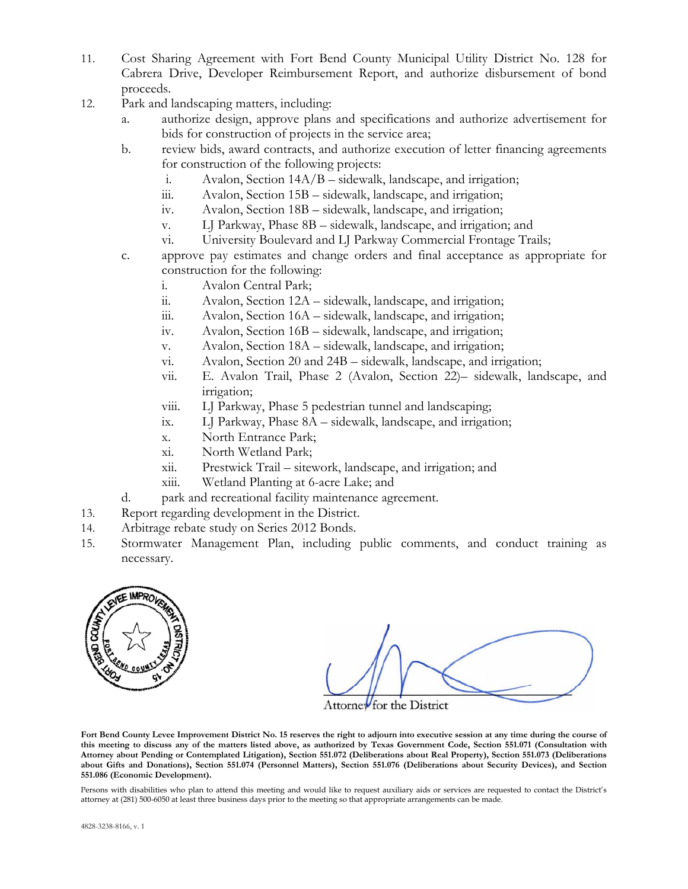11. Cost Sharing Agreement with Fort Bend County Municipal Utility District No. 128 for Cabrera Drive, Developer Reimbursement Report, and authorize disbursement of bond proceeds.
12. Park and landscaping matters, including:
    a. authorize design, approve plans and specifications and authorize advertisement for bids for construction of projects in the service area;
    b. review bids, award contracts, and authorize execution of letter financing agreements for construction of the following projects:
        i. Avalon, Section 14A/B – sidewalk, landscape, and irrigation;
        iii. Avalon, Section 15B – sidewalk, landscape, and irrigation;
        iv. Avalon, Section 18B – sidewalk, landscape, and irrigation;
        v. LJ Parkway, Phase 8B – sidewalk, landscape, and irrigation; and
        vi. University Boulevard and LJ Parkway Commercial Frontage Trails;
    c. approve pay estimates and change orders and final acceptance as appropriate for construction for the following:
        i. Avalon Central Park;
        ii. Avalon, Section 12A – sidewalk, landscape, and irrigation;
        iii. Avalon, Section 16A – sidewalk, landscape, and irrigation;
        iv. Avalon, Section 16B – sidewalk, landscape, and irrigation;
        v. Avalon, Section 18A – sidewalk, landscape, and irrigation;
        vi. Avalon, Section 20 and 24B – sidewalk, landscape, and irrigation;
        vii. E. Avalon Trail, Phase 2 (Avalon, Section 22)– sidewalk, landscape, and irrigation;
        viii. LJ Parkway, Phase 5 pedestrian tunnel and landscaping;
        ix. LJ Parkway, Phase 8A – sidewalk, landscape, and irrigation;
        x. North Entrance Park;
        xi. North Wetland Park;
        xii. Prestwick Trail – sitework, landscape, and irrigation; and
        xiii. Wetland Planting at 6-acre Lake; and
    d. park and recreational facility maintenance agreement.
13. Report regarding development in the District.
14. Arbitrage rebate study on Series 2012 Bonds.
15. Stormwater Management Plan, including public comments, and conduct training as necessary.

FORT BEND COUNTY LEVEE IMPROVEMENT DISTRICT NO. 15 — FORT BEND COUNTY TEXAS

Attorney for the District

**Fort Bend County Levee Improvement District No. 15 reserves the right to adjourn into executive session at any time during the course of this meeting to discuss any of the matters listed above, as authorized by Texas Government Code, Section 551.071 (Consultation with Attorney about Pending or Contemplated Litigation), Section 551.072 (Deliberations about Real Property), Section 551.073 (Deliberations about Gifts and Donations), Section 551.074 (Personnel Matters), Section 551.076 (Deliberations about Security Devices), and Section 551.086 (Economic Development).**

Persons with disabilities who plan to attend this meeting and would like to request auxiliary aids or services are requested to contact the District's attorney at (281) 500-6050 at least three business days prior to the meeting so that appropriate arrangements can be made.

4828-3238-8166, v. 1